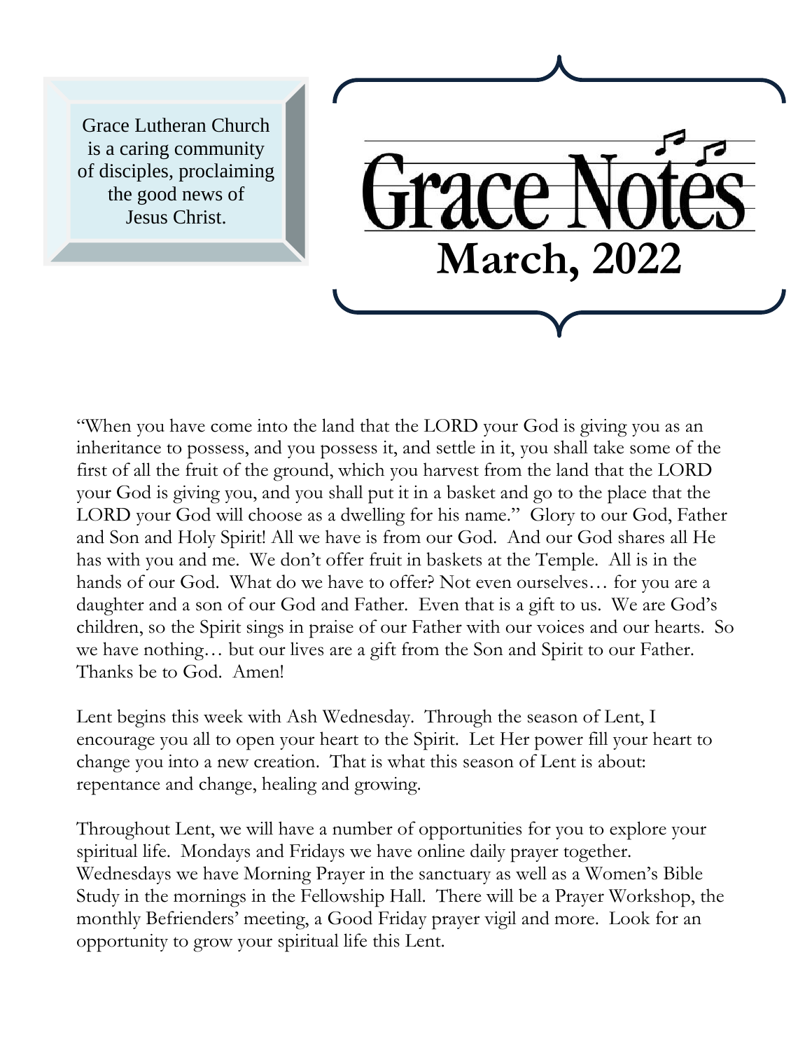Grace Lutheran Church is a caring community of disciples, proclaiming the good news of Jesus Christ.

# Grace Notes

## March, 2022

"When you have come into the land that the LORD your God is giving you as an inheritance to possess, and you possess it, and settle in it, you shall take some of the first of all the fruit of the ground, which you harvest from the land that the LORD your God is giving you, and you shall put it in a basket and go to the place that the LORD your God will choose as a dwelling for his name." Glory to our God, Father and Son and Holy Spirit! All we have is from our God. And our God shares all He has with you and me. We don't offer fruit in baskets at the Temple. All is in the hands of our God. What do we have to offer? Not even ourselves… for you are a daughter and a son of our God and Father. Even that is a gift to us. We are God's children, so the Spirit sings in praise of our Father with our voices and our hearts. So we have nothing… but our lives are a gift from the Son and Spirit to our Father. Thanks be to God. Amen!

Lent begins this week with Ash Wednesday. Through the season of Lent, I encourage you all to open your heart to the Spirit. Let Her power fill your heart to change you into a new creation. That is what this season of Lent is about: repentance and change, healing and growing.

Throughout Lent, we will have a number of opportunities for you to explore your spiritual life. Mondays and Fridays we have online daily prayer together. Wednesdays we have Morning Prayer in the sanctuary as well as a Women's Bible Study in the mornings in the Fellowship Hall. There will be a Prayer Workshop, the monthly Befrienders' meeting, a Good Friday prayer vigil and more. Look for an opportunity to grow your spiritual life this Lent.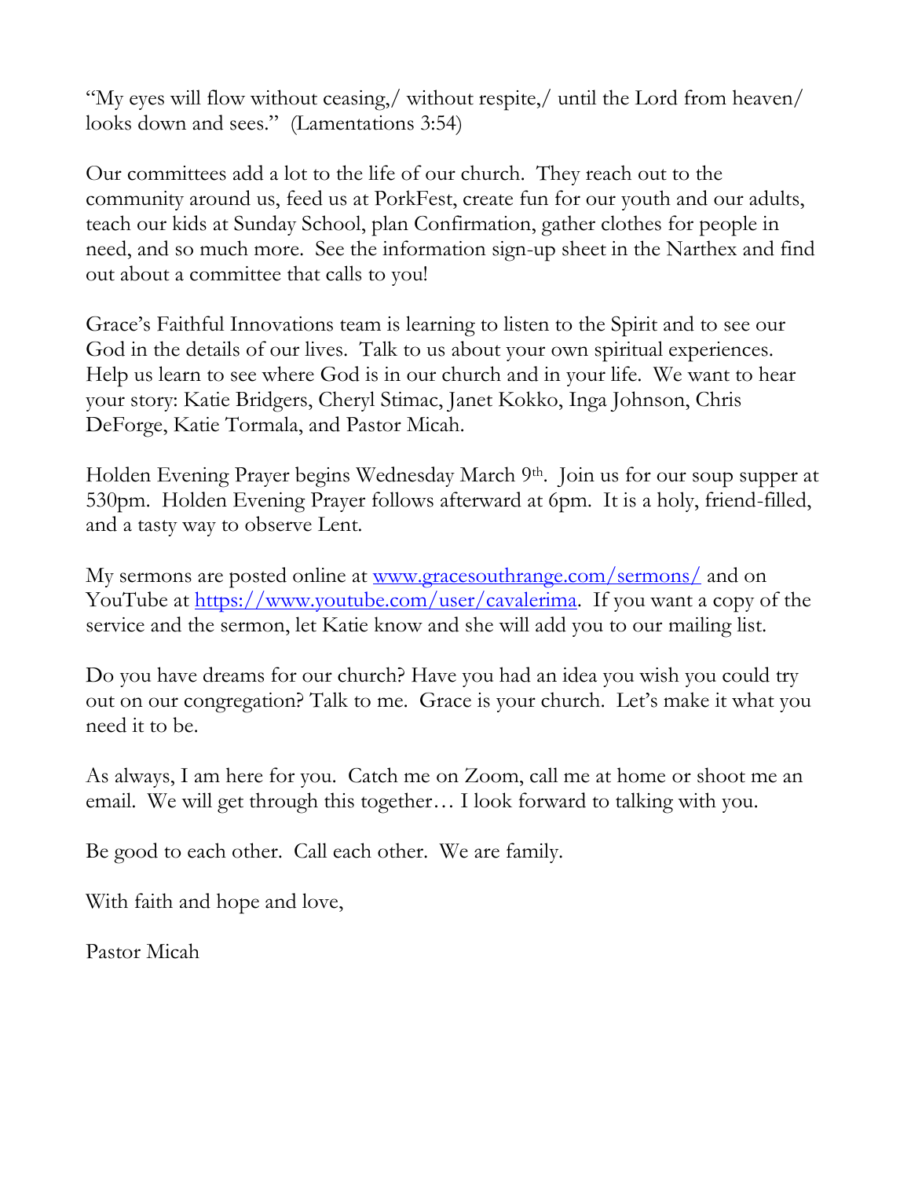"My eyes will flow without ceasing,/ without respite,/ until the Lord from heaven/ looks down and sees." (Lamentations 3:54)

Our committees add a lot to the life of our church. They reach out to the community around us, feed us at PorkFest, create fun for our youth and our adults, teach our kids at Sunday School, plan Confirmation, gather clothes for people in need, and so much more. See the information sign-up sheet in the Narthex and find out about a committee that calls to you!

Grace's Faithful Innovations team is learning to listen to the Spirit and to see our God in the details of our lives. Talk to us about your own spiritual experiences. Help us learn to see where God is in our church and in your life. We want to hear your story: Katie Bridgers, Cheryl Stimac, Janet Kokko, Inga Johnson, Chris DeForge, Katie Tormala, and Pastor Micah.

Holden Evening Prayer begins Wednesday March 9th. Join us for our soup supper at 530pm. Holden Evening Prayer follows afterward at 6pm. It is a holy, friend-filled, and a tasty way to observe Lent.

My sermons are posted online at [www.gracesouthrange.com/sermons/](www.gracesouthrange.com/sermons/) and on YouTube at [https://www.youtube.com/user/cavalerima](https://www.youtube.com/user/cavalerima). If you want a copy of the service and the sermon, let Katie know and she will add you to our mailing list.

Do you have dreams for our church? Have you had an idea you wish you could try out on our congregation? Talk to me. Grace is your church. Let's make it what you need it to be.

As always, I am here for you. Catch me on Zoom, call me at home or shoot me an email. We will get through this together… I look forward to talking with you.

Be good to each other. Call each other. We are family.

With faith and hope and love,

Pastor Micah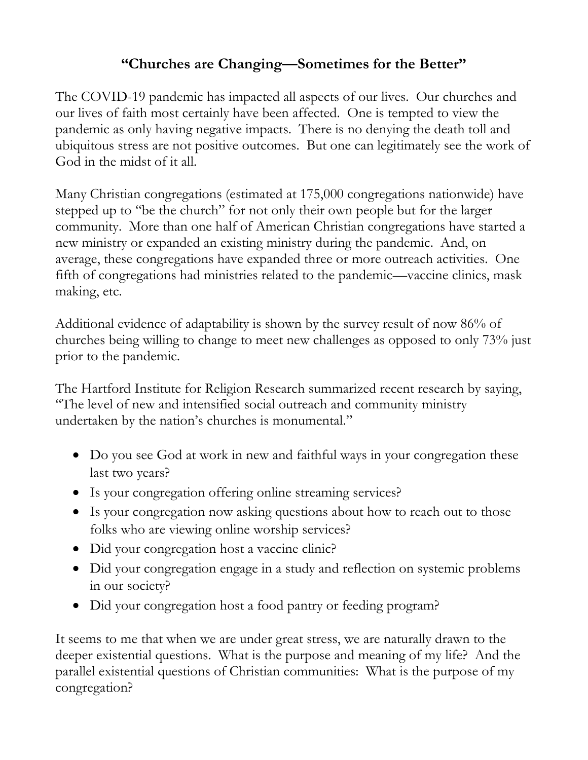## "Churches are Changing—Sometimes for the Better"

The COVID-19 pandemic has impacted all aspects of our lives. Our churches and our lives of faith most certainly have been affected. One is tempted to view the pandemic as only having negative impacts. There is no denying the death toll and ubiquitous stress are not positive outcomes. But one can legitimately see the work of God in the midst of it all.

Many Christian congregations (estimated at 175,000 congregations nationwide) have stepped up to "be the church" for not only their own people but for the larger community. More than one half of American Christian congregations have started a new ministry or expanded an existing ministry during the pandemic. And, on average, these congregations have expanded three or more outreach activities. One fifth of congregations had ministries related to the pandemic—vaccine clinics, mask making, etc.

Additional evidence of adaptability is shown by the survey result of now 86% of churches being willing to change to meet new challenges as opposed to only 73% just prior to the pandemic.

The Hartford Institute for Religion Research summarized recent research by saying, "The level of new and intensified social outreach and community ministry undertaken by the nation's churches is monumental."

- Do you see God at work in new and faithful ways in your congregation these last two years?
- Is your congregation offering online streaming services?
- Is your congregation now asking questions about how to reach out to those folks who are viewing online worship services?
- Did your congregation host a vaccine clinic?
- Did your congregation engage in a study and reflection on systemic problems in our society?
- Did your congregation host a food pantry or feeding program?

It seems to me that when we are under great stress, we are naturally drawn to the deeper existential questions. What is the purpose and meaning of my life? And the parallel existential questions of Christian communities: What is the purpose of my congregation?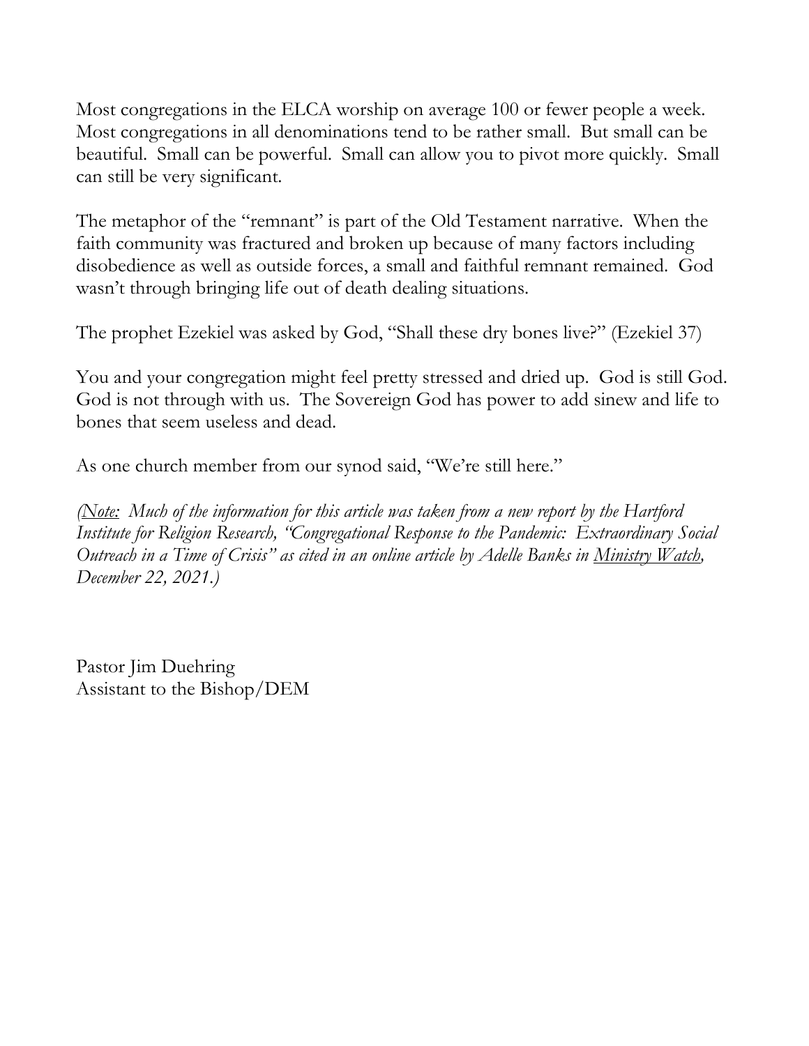Most congregations in the ELCA worship on average 100 or fewer people a week. Most congregations in all denominations tend to be rather small. But small can be beautiful. Small can be powerful. Small can allow you to pivot more quickly. Small can still be very significant.

The metaphor of the "remnant" is part of the Old Testament narrative. When the faith community was fractured and broken up because of many factors including disobedience as well as outside forces, a small and faithful remnant remained. God wasn't through bringing life out of death dealing situations.

The prophet Ezekiel was asked by God, "Shall these dry bones live?" (Ezekiel 37)

You and your congregation might feel pretty stressed and dried up. God is still God. God is not through with us. The Sovereign God has power to add sinew and life to bones that seem useless and dead.

As one church member from our synod said, "We're still here."

*(Note: Much of the information for this article was taken from a new report by the Hartford Institute for Religion Research, "Congregational Response to the Pandemic: Extraordinary Social Outreach in a Time of Crisis" as cited in an online article by Adelle Banks in Ministry Watch, December 22, 2021.)*

Pastor Jim Duehring
Assistant to the Bishop/DEM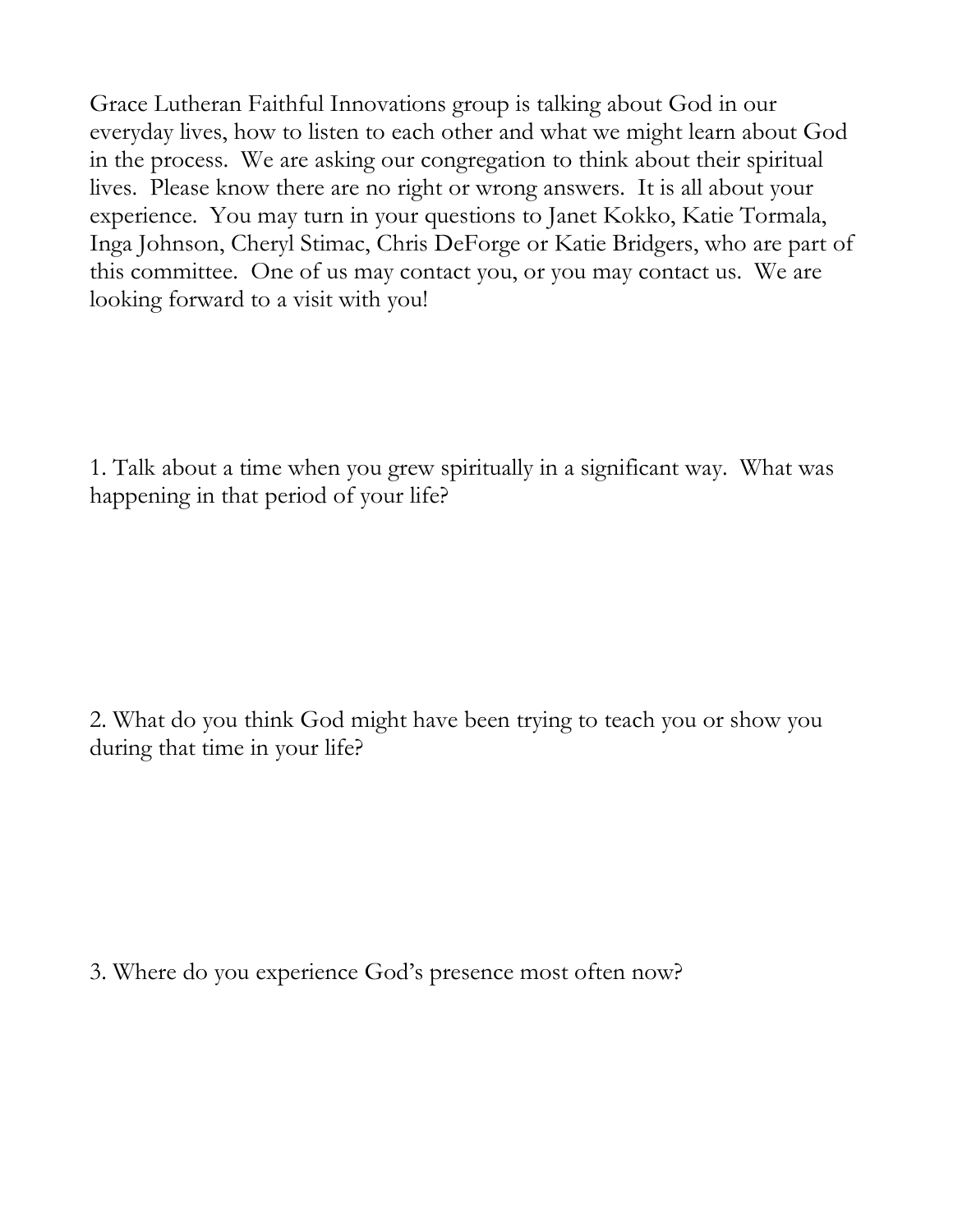Grace Lutheran Faithful Innovations group is talking about God in our everyday lives, how to listen to each other and what we might learn about God in the process. We are asking our congregation to think about their spiritual lives. Please know there are no right or wrong answers. It is all about your experience. You may turn in your questions to Janet Kokko, Katie Tormala, Inga Johnson, Cheryl Stimac, Chris DeForge or Katie Bridgers, who are part of this committee. One of us may contact you, or you may contact us. We are looking forward to a visit with you!

1. Talk about a time when you grew spiritually in a significant way. What was happening in that period of your life?

2. What do you think God might have been trying to teach you or show you during that time in your life?

3. Where do you experience God's presence most often now?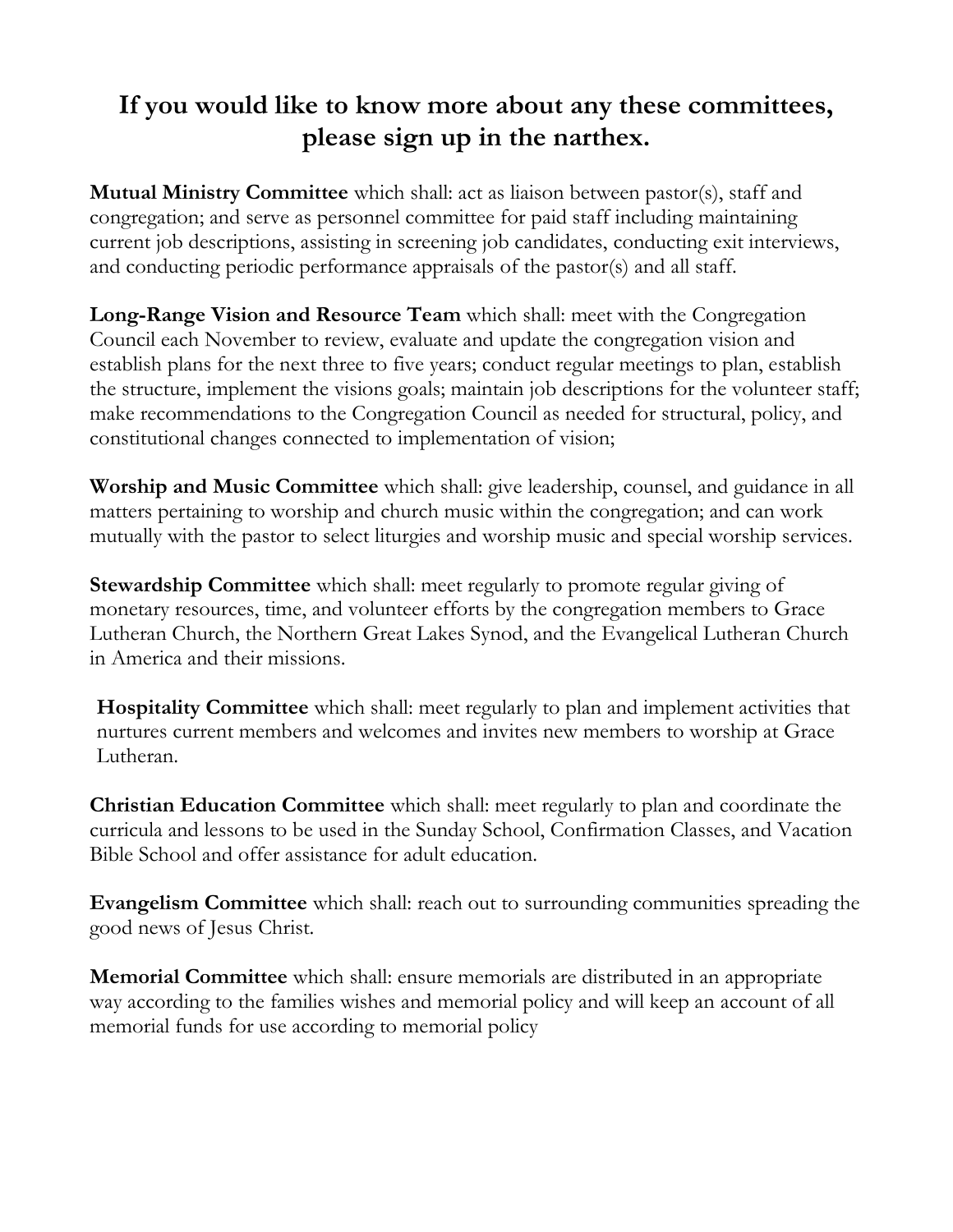## If you would like to know more about any these committees, please sign up in the narthex.

**Mutual Ministry Committee** which shall: act as liaison between pastor(s), staff and congregation; and serve as personnel committee for paid staff including maintaining current job descriptions, assisting in screening job candidates, conducting exit interviews, and conducting periodic performance appraisals of the pastor(s) and all staff.

**Long-Range Vision and Resource Team** which shall: meet with the Congregation Council each November to review, evaluate and update the congregation vision and establish plans for the next three to five years; conduct regular meetings to plan, establish the structure, implement the visions goals; maintain job descriptions for the volunteer staff; make recommendations to the Congregation Council as needed for structural, policy, and constitutional changes connected to implementation of vision;

**Worship and Music Committee** which shall: give leadership, counsel, and guidance in all matters pertaining to worship and church music within the congregation; and can work mutually with the pastor to select liturgies and worship music and special worship services.

**Stewardship Committee** which shall: meet regularly to promote regular giving of monetary resources, time, and volunteer efforts by the congregation members to Grace Lutheran Church, the Northern Great Lakes Synod, and the Evangelical Lutheran Church in America and their missions.

**Hospitality Committee** which shall: meet regularly to plan and implement activities that nurtures current members and welcomes and invites new members to worship at Grace Lutheran.

**Christian Education Committee** which shall: meet regularly to plan and coordinate the curricula and lessons to be used in the Sunday School, Confirmation Classes, and Vacation Bible School and offer assistance for adult education.

**Evangelism Committee** which shall: reach out to surrounding communities spreading the good news of Jesus Christ.

**Memorial Committee** which shall: ensure memorials are distributed in an appropriate way according to the families wishes and memorial policy and will keep an account of all memorial funds for use according to memorial policy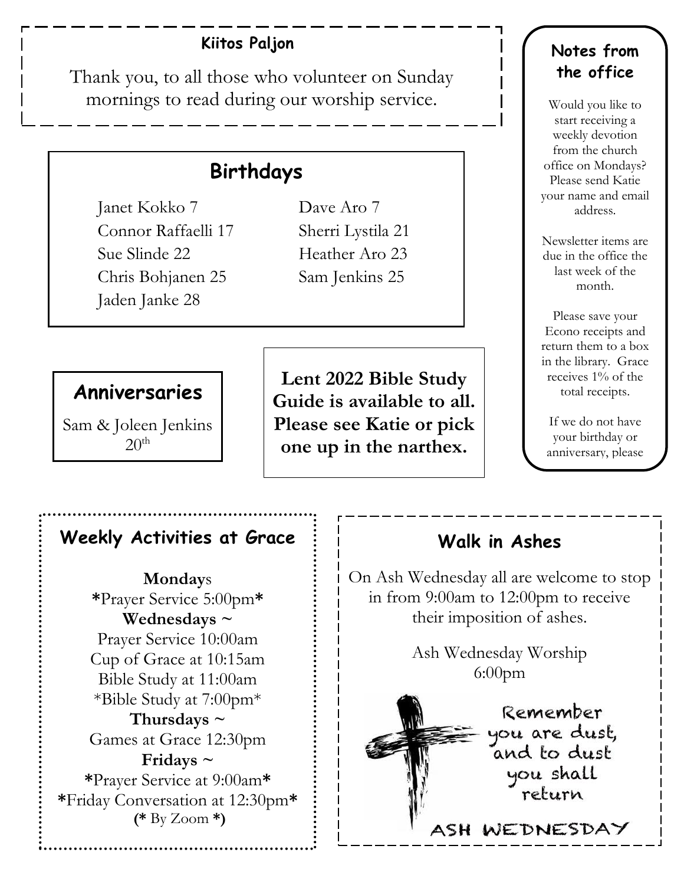## Kiitos Paljon

Thank you, to all those who volunteer on Sunday mornings to read during our worship service.

## Birthdays

Janet Kokko 7
Connor Raffaelli 17
Sue Slinde 22
Chris Bohjanen 25
Jaden Janke 28
Dave Aro 7
Sherri Lystila 21
Heather Aro 23
Sam Jenkins 25

## Anniversaries

Sam & Joleen Jenkins 20th

**Lent 2022 Bible Study Guide is available to all. Please see Katie or pick one up in the narthex.**

## Notes from the office

Would you like to start receiving a weekly devotion from the church office on Mondays? Please send Katie your name and email address.

Newsletter items are due in the office the last week of the month.

Please save your Econo receipts and return them to a box in the library. Grace receives 1% of the total receipts.

If we do not have your birthday or anniversary, please

## Weekly Activities at Grace

**Monday**s
**\***Prayer Service 5:00pm**\***
**Wednesdays ~**
Prayer Service 10:00am
Cup of Grace at 10:15am
Bible Study at 11:00am
*Bible Study at 7:00pm*
**Thursdays ~**
Games at Grace 12:30pm
**Fridays ~**
**\***Prayer Service at 9:00am**\***
**\***Friday Conversation at 12:30pm**\***
**(\*** By Zoom **\*)**

## Walk in Ashes

On Ash Wednesday all are welcome to stop in from 9:00am to 12:00pm to receive their imposition of ashes.

Ash Wednesday Worship
6:00pm

Remember you are dust, and to dust you shall return

ASH WEDNESDAY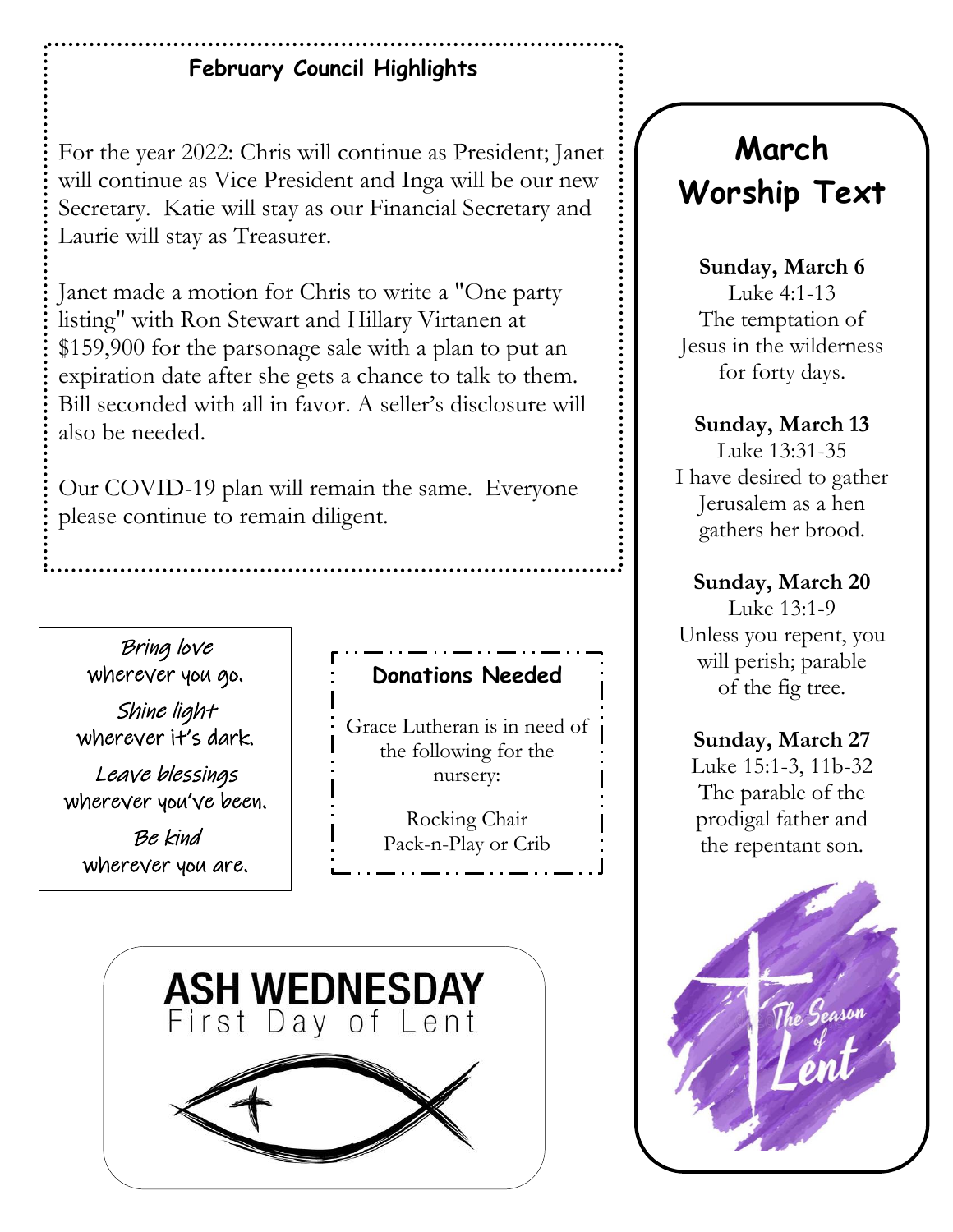## February Council Highlights

For the year 2022: Chris will continue as President; Janet will continue as Vice President and Inga will be our new Secretary. Katie will stay as our Financial Secretary and Laurie will stay as Treasurer.

Janet made a motion for Chris to write a "One party listing" with Ron Stewart and Hillary Virtanen at $159,900 for the parsonage sale with a plan to put an expiration date after she gets a chance to talk to them. Bill seconded with all in favor. A seller's disclosure will also be needed.

Our COVID-19 plan will remain the same. Everyone please continue to remain diligent.

*Bring love*
wherever you go.
*Shine light*
wherever it's dark.
*Leave blessings*
wherever you've been.
*Be kind*
wherever you are.

## Donations Needed

Grace Lutheran is in need of the following for the nursery:

Rocking Chair
Pack-n-Play or Crib

**ASH WEDNESDAY**
First Day of Lent

## March Worship Text

**Sunday, March 6**
Luke 4:1-13
The temptation of Jesus in the wilderness for forty days.

**Sunday, March 13**
Luke 13:31-35
I have desired to gather Jerusalem as a hen gathers her brood.

**Sunday, March 20**
Luke 13:1-9
Unless you repent, you will perish; parable of the fig tree.

**Sunday, March 27**
Luke 15:1-3, 11b-32
The parable of the prodigal father and the repentant son.

The Season of Lent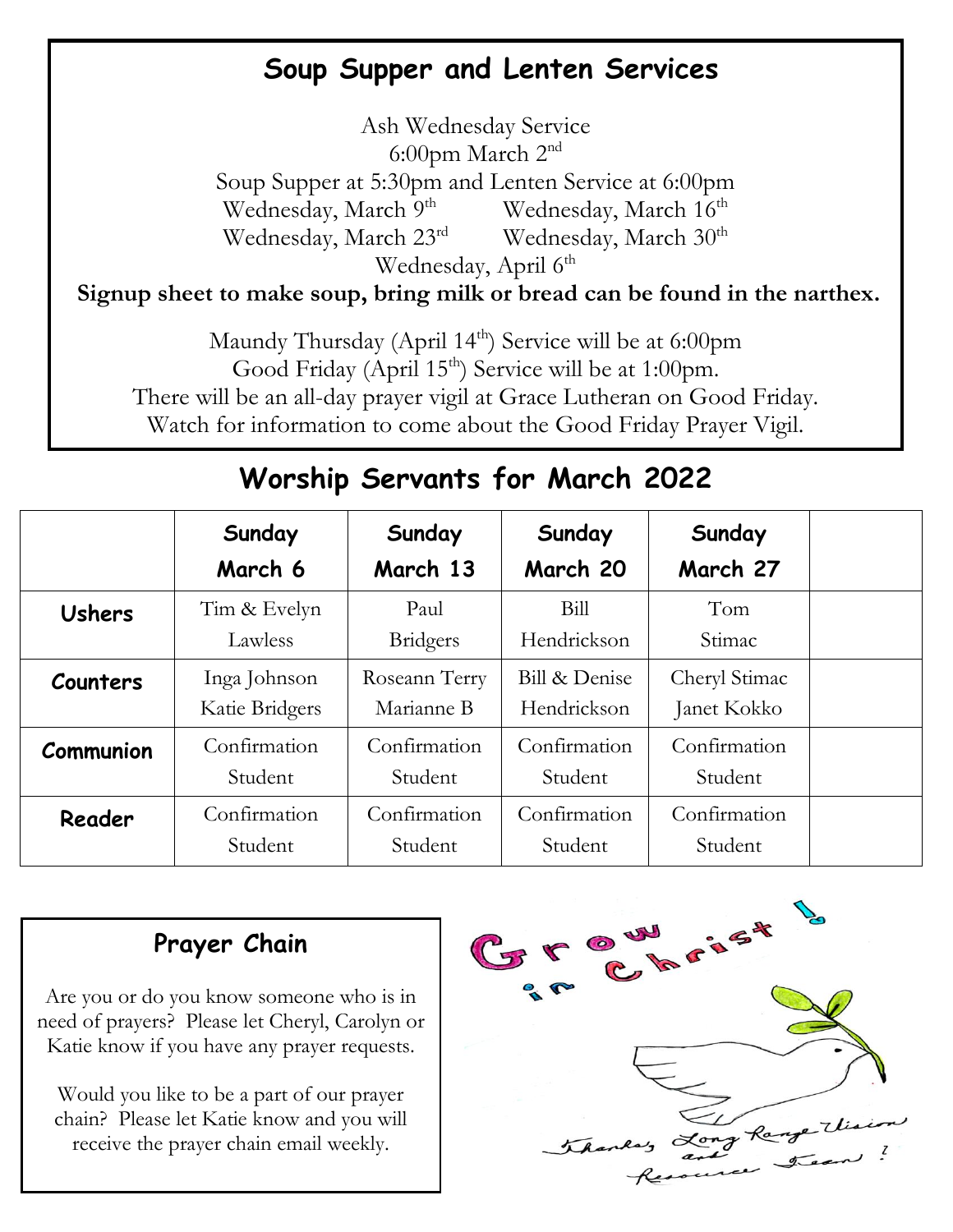## Soup Supper and Lenten Services

Ash Wednesday Service
6:00pm March 2nd

Soup Supper at 5:30pm and Lenten Service at 6:00pm

Wednesday, March 9th   Wednesday, March 16th
Wednesday, March 23rd   Wednesday, March 30th
Wednesday, April 6th

**Signup sheet to make soup, bring milk or bread can be found in the narthex.**

Maundy Thursday (April 14th) Service will be at 6:00pm
Good Friday (April 15th) Service will be at 1:00pm.
There will be an all-day prayer vigil at Grace Lutheran on Good Friday.
Watch for information to come about the Good Friday Prayer Vigil.

## Worship Servants for March 2022

| | Sunday March 6 | Sunday March 13 | Sunday March 20 | Sunday March 27 | |
|---|---|---|---|---|---|
| **Ushers** | Tim & Evelyn Lawless | Paul Bridgers | Bill Hendrickson | Tom Stimac | |
| **Counters** | Inga Johnson Katie Bridgers | Roseann Terry Marianne B | Bill & Denise Hendrickson | Cheryl Stimac Janet Kokko | |
| **Communion** | Confirmation Student | Confirmation Student | Confirmation Student | Confirmation Student | |
| **Reader** | Confirmation Student | Confirmation Student | Confirmation Student | Confirmation Student | |

### Prayer Chain

Are you or do you know someone who is in need of prayers? Please let Cheryl, Carolyn or Katie know if you have any prayer requests.

Would you like to be a part of our prayer chain? Please let Katie know and you will receive the prayer chain email weekly.

Grow in Christ!

Thanks, Long Range Vision and Resource Team!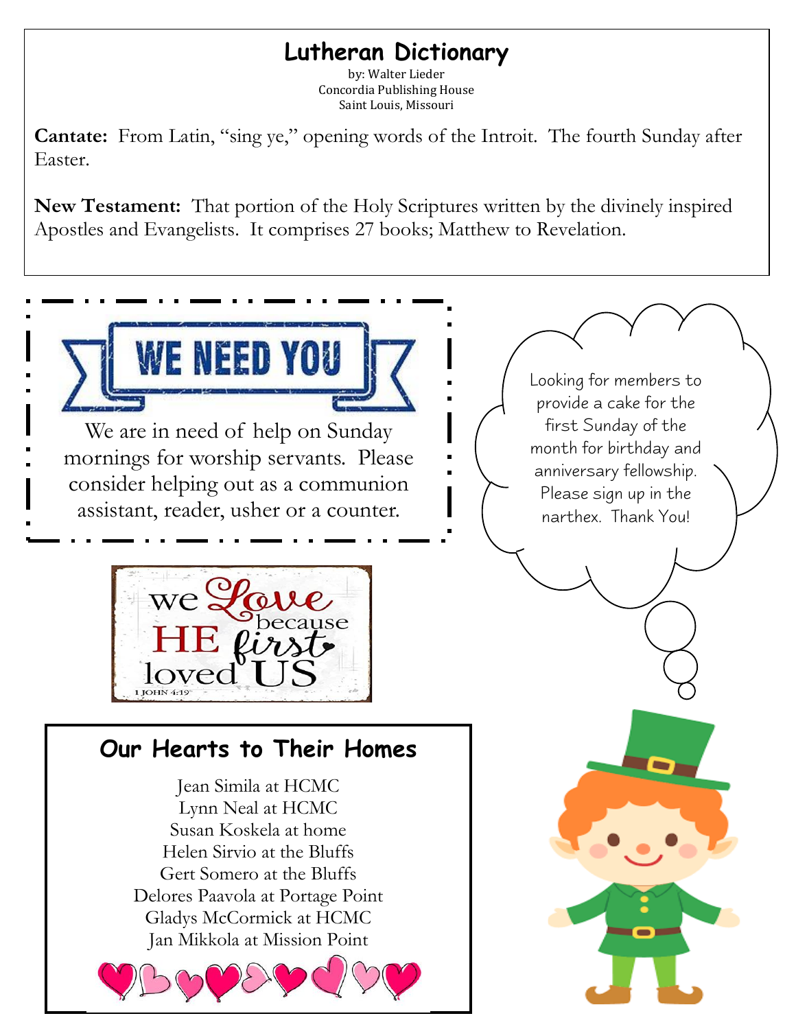## Lutheran Dictionary

by: Walter Lieder
Concordia Publishing House
Saint Louis, Missouri

**Cantate:** From Latin, "sing ye," opening words of the Introit. The fourth Sunday after Easter.

**New Testament:** That portion of the Holy Scriptures written by the divinely inspired Apostles and Evangelists. It comprises 27 books; Matthew to Revelation.

**WE NEED YOU**

We are in need of help on Sunday mornings for worship servants. Please consider helping out as a communion assistant, reader, usher or a counter.

Looking for members to provide a cake for the first Sunday of the month for birthday and anniversary fellowship. Please sign up in the narthex. Thank You!

we Love because HE first loved US
1 JOHN 4:19

## Our Hearts to Their Homes

Jean Simila at HCMC
Lynn Neal at HCMC
Susan Koskela at home
Helen Sirvio at the Bluffs
Gert Somero at the Bluffs
Delores Paavola at Portage Point
Gladys McCormick at HCMC
Jan Mikkola at Mission Point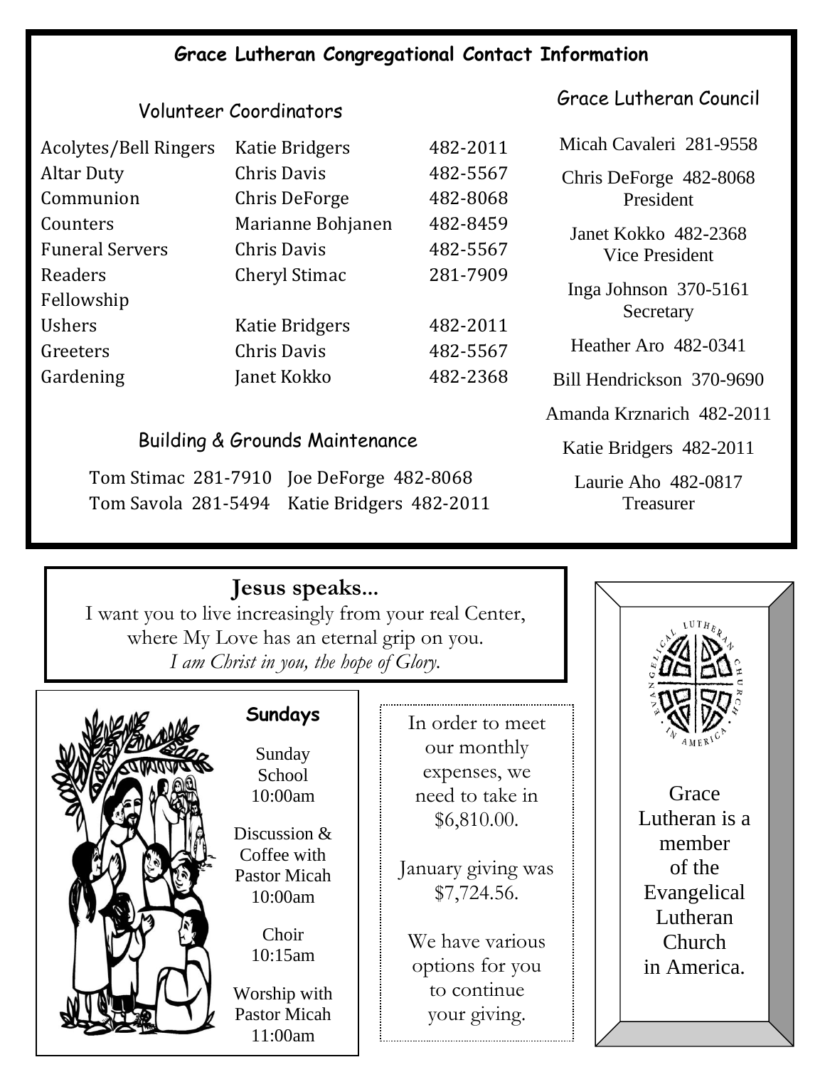## Grace Lutheran Congregational Contact Information

### Volunteer Coordinators

| Acolytes/Bell Ringers | Katie Bridgers | 482-2011 |
|---|---|---|
| Altar Duty | Chris Davis | 482-5567 |
| Communion | Chris DeForge | 482-8068 |
| Counters | Marianne Bohjanen | 482-8459 |
| Funeral Servers | Chris Davis | 482-5567 |
| Readers | Cheryl Stimac | 281-7909 |
| Fellowship | | |
| Ushers | Katie Bridgers | 482-2011 |
| Greeters | Chris Davis | 482-5567 |
| Gardening | Janet Kokko | 482-2368 |

### Building & Grounds Maintenance

Tom Stimac 281-7910 Joe DeForge 482-8068
Tom Savola 281-5494 Katie Bridgers 482-2011

### Grace Lutheran Council

Micah Cavaleri 281-9558

Chris DeForge 482-8068
President

Janet Kokko 482-2368
Vice President

Inga Johnson 370-5161
Secretary

Heather Aro 482-0341

Bill Hendrickson 370-9690

Amanda Krznarich 482-2011

Katie Bridgers 482-2011

Laurie Aho 482-0817
Treasurer

---

**Jesus speaks...**

I want you to live increasingly from your real Center,
where My Love has an eternal grip on you.
*I am Christ in you, the hope of Glory.*

---

**Sundays**

Sunday School
10:00am

Discussion & Coffee with Pastor Micah
10:00am

Choir
10:15am

Worship with Pastor Micah
11:00am

---

In order to meet our monthly expenses, we need to take in $6,810.00.

January giving was $7,724.56.

We have various options for you to continue your giving.

---

Grace Lutheran is a member of the Evangelical Lutheran Church in America.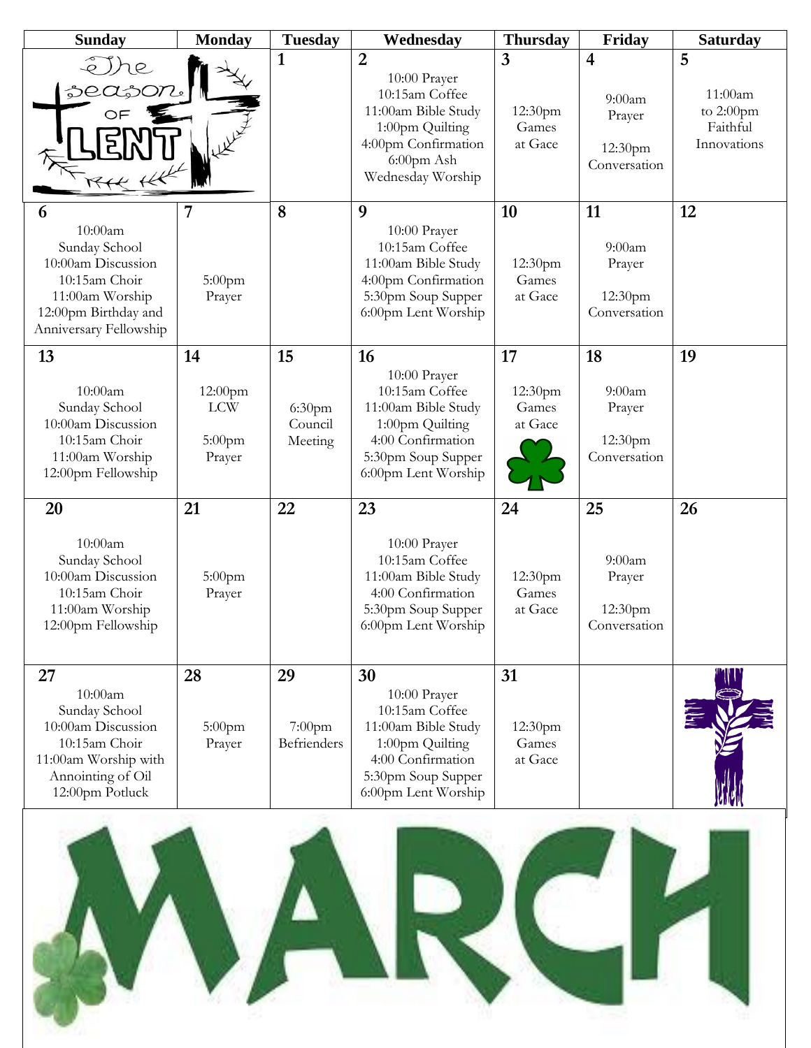| Sunday | Monday | Tuesday | Wednesday | Thursday | Friday | Saturday |
|---|---|---|---|---|---|---|
| The season OF LENT | | 1 | 2<br>10:00 Prayer<br>10:15am Coffee<br>11:00am Bible Study<br>1:00pm Quilting<br>4:00pm Confirmation<br>6:00pm Ash Wednesday Worship | 3<br>12:30pm Games at Gace | 4<br>9:00am Prayer<br>12:30pm Conversation | 5<br>11:00am to 2:00pm Faithful Innovations |
| 6<br>10:00am Sunday School<br>10:00am Discussion<br>10:15am Choir<br>11:00am Worship<br>12:00pm Birthday and Anniversary Fellowship | 7<br>5:00pm Prayer | 8 | 9<br>10:00 Prayer<br>10:15am Coffee<br>11:00am Bible Study<br>4:00pm Confirmation<br>5:30pm Soup Supper<br>6:00pm Lent Worship | 10<br>12:30pm Games at Gace | 11<br>9:00am Prayer<br>12:30pm Conversation | 12 |
| 13<br>10:00am Sunday School<br>10:00am Discussion<br>10:15am Choir<br>11:00am Worship<br>12:00pm Fellowship | 14<br>12:00pm LCW<br>5:00pm Prayer | 15<br>6:30pm Council Meeting | 16<br>10:00 Prayer<br>10:15am Coffee<br>11:00am Bible Study<br>1:00pm Quilting<br>4:00 Confirmation<br>5:30pm Soup Supper<br>6:00pm Lent Worship | 17<br>12:30pm Games at Gace | 18<br>9:00am Prayer<br>12:30pm Conversation | 19 |
| 20<br>10:00am Sunday School<br>10:00am Discussion<br>10:15am Choir<br>11:00am Worship<br>12:00pm Fellowship | 21<br>5:00pm Prayer | 22 | 23<br>10:00 Prayer<br>10:15am Coffee<br>11:00am Bible Study<br>4:00 Confirmation<br>5:30pm Soup Supper<br>6:00pm Lent Worship | 24<br>12:30pm Games at Gace | 25<br>9:00am Prayer<br>12:30pm Conversation | 26 |
| 27<br>10:00am Sunday School<br>10:00am Discussion<br>10:15am Choir<br>11:00am Worship with Annointing of Oil<br>12:00pm Potluck | 28<br>5:00pm Prayer | 29<br>7:00pm Befrienders | 30<br>10:00 Prayer<br>10:15am Coffee<br>11:00am Bible Study<br>1:00pm Quilting<br>4:00 Confirmation<br>5:30pm Soup Supper<br>6:00pm Lent Worship | 31<br>12:30pm Games at Gace | | |

# MARCH